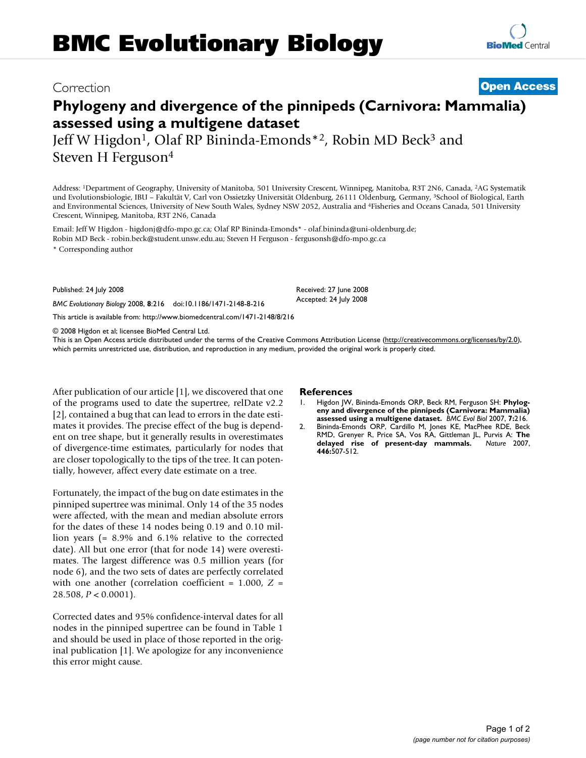Correction

**Open Access**

# Phylogeny and divergence of the pinnipeds (Carnivora: Mammalia) assessed using a multigene dataset

Jeff W Higdon[1], Olaf RP Bininda-Emonds*[2], Robin MD Beck[3] and Steven H Ferguson[4]

Address: [1]Department of Geography, University of Manitoba, 501 University Crescent, Winnipeg, Manitoba, R3T 2N6, Canada, [2]AG Systematik und Evolutionsbiologie, IBU – Fakultät V, Carl von Ossietzky Universität Oldenburg, 26111 Oldenburg, Germany, [3]School of Biological, Earth and Environmental Sciences, University of New South Wales, Sydney NSW 2052, Australia and [4]Fisheries and Oceans Canada, 501 University Crescent, Winnipeg, Manitoba, R3T 2N6, Canada

Email: Jeff W Higdon - higdonj@dfo-mpo.gc.ca; Olaf RP Bininda-Emonds* - olaf.bininda@uni-oldenburg.de; Robin MD Beck - robin.beck@student.unsw.edu.au; Steven H Ferguson - fergusonsh@dfo-mpo.gc.ca

* Corresponding author

Published: 24 July 2008

*BMC Evolutionary Biology* 2008, **8**:216 doi:10.1186/1471-2148-8-216

Received: 27 June 2008
Accepted: 24 July 2008

This article is available from: http://www.biomedcentral.com/1471-2148/8/216

© 2008 Higdon et al; licensee BioMed Central Ltd.
This is an Open Access article distributed under the terms of the Creative Commons Attribution License (http://creativecommons.org/licenses/by/2.0), which permits unrestricted use, distribution, and reproduction in any medium, provided the original work is properly cited.

After publication of our article [1], we discovered that one of the programs used to date the supertree, relDate v2.2 [2], contained a bug that can lead to errors in the date estimates it provides. The precise effect of the bug is dependent on tree shape, but it generally results in overestimates of divergence-time estimates, particularly for nodes that are closer topologically to the tips of the tree. It can potentially, however, affect every date estimate on a tree.

Fortunately, the impact of the bug on date estimates in the pinniped supertree was minimal. Only 14 of the 35 nodes were affected, with the mean and median absolute errors for the dates of these 14 nodes being 0.19 and 0.10 million years (= 8.9% and 6.1% relative to the corrected date). All but one error (that for node 14) were overestimates. The largest difference was 0.5 million years (for node 6), and the two sets of dates are perfectly correlated with one another (correlation coefficient = 1.000, $Z$ = 28.508, $P < 0.0001$).

Corrected dates and 95% confidence-interval dates for all nodes in the pinniped supertree can be found in Table 1 and should be used in place of those reported in the original publication [1]. We apologize for any inconvenience this error might cause.

## References

1. Higdon JW, Bininda-Emonds ORP, Beck RM, Ferguson SH: **Phylogeny and divergence of the pinnipeds (Carnivora: Mammalia) assessed using a multigene dataset.** *BMC Evol Biol* 2007, **7:**216.
2. Bininda-Emonds ORP, Cardillo M, Jones KE, MacPhee RDE, Beck RMD, Grenyer R, Price SA, Vos RA, Gittleman JL, Purvis A: **The delayed rise of present-day mammals.** *Nature* 2007, **446:**507-512.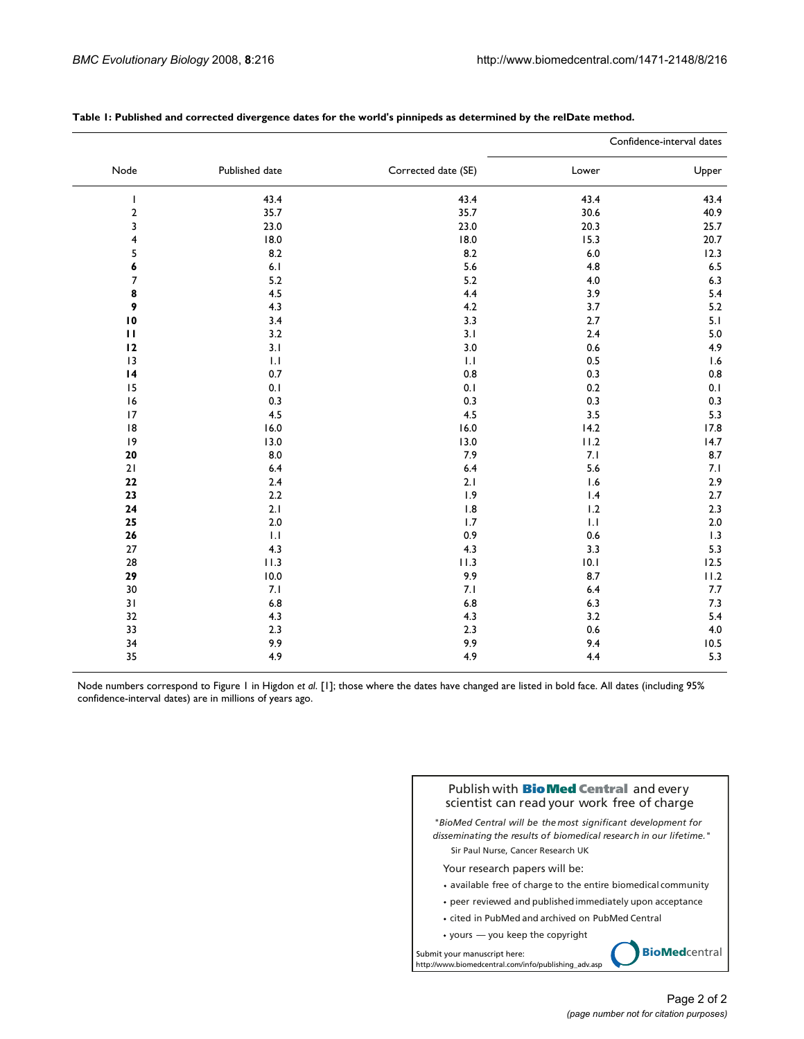**Table 1: Published and corrected divergence dates for the world's pinnipeds as determined by the relDate method.**

| | | | Confidence-interval dates | |
|---|---|---|---|---|
| Node | Published date | Corrected date (SE) | Lower | Upper |
| 1 | 43.4 | 43.4 | 43.4 | 43.4 |
| 2 | 35.7 | 35.7 | 30.6 | 40.9 |
| 3 | 23.0 | 23.0 | 20.3 | 25.7 |
| 4 | 18.0 | 18.0 | 15.3 | 20.7 |
| 5 | 8.2 | 8.2 | 6.0 | 12.3 |
| **6** | 6.1 | 5.6 | 4.8 | 6.5 |
| 7 | 5.2 | 5.2 | 4.0 | 6.3 |
| **8** | 4.5 | 4.4 | 3.9 | 5.4 |
| **9** | 4.3 | 4.2 | 3.7 | 5.2 |
| **10** | 3.4 | 3.3 | 2.7 | 5.1 |
| **11** | 3.2 | 3.1 | 2.4 | 5.0 |
| **12** | 3.1 | 3.0 | 0.6 | 4.9 |
| 13 | 1.1 | 1.1 | 0.5 | 1.6 |
| **14** | 0.7 | 0.8 | 0.3 | 0.8 |
| 15 | 0.1 | 0.1 | 0.2 | 0.1 |
| 16 | 0.3 | 0.3 | 0.3 | 0.3 |
| 17 | 4.5 | 4.5 | 3.5 | 5.3 |
| 18 | 16.0 | 16.0 | 14.2 | 17.8 |
| 19 | 13.0 | 13.0 | 11.2 | 14.7 |
| **20** | 8.0 | 7.9 | 7.1 | 8.7 |
| 21 | 6.4 | 6.4 | 5.6 | 7.1 |
| **22** | 2.4 | 2.1 | 1.6 | 2.9 |
| **23** | 2.2 | 1.9 | 1.4 | 2.7 |
| **24** | 2.1 | 1.8 | 1.2 | 2.3 |
| **25** | 2.0 | 1.7 | 1.1 | 2.0 |
| **26** | 1.1 | 0.9 | 0.6 | 1.3 |
| 27 | 4.3 | 4.3 | 3.3 | 5.3 |
| 28 | 11.3 | 11.3 | 10.1 | 12.5 |
| **29** | 10.0 | 9.9 | 8.7 | 11.2 |
| 30 | 7.1 | 7.1 | 6.4 | 7.7 |
| 31 | 6.8 | 6.8 | 6.3 | 7.3 |
| 32 | 4.3 | 4.3 | 3.2 | 5.4 |
| 33 | 2.3 | 2.3 | 0.6 | 4.0 |
| 34 | 9.9 | 9.9 | 9.4 | 10.5 |
| 35 | 4.9 | 4.9 | 4.4 | 5.3 |

Node numbers correspond to Figure 1 in Higdon *et al.* [1]; those where the dates have changed are listed in bold face. All dates (including 95% confidence-interval dates) are in millions of years ago.

Publish with **BioMed Central** and every scientist can read your work free of charge

*"BioMed Central will be the most significant development for disseminating the results of biomedical research in our lifetime."*

Sir Paul Nurse, Cancer Research UK

Your research papers will be:

- available free of charge to the entire biomedical community
- peer reviewed and published immediately upon acceptance
- cited in PubMed and archived on PubMed Central
- yours — you keep the copyright

Submit your manuscript here:
http://www.biomedcentral.com/info/publishing_adv.asp

BioMedcentral